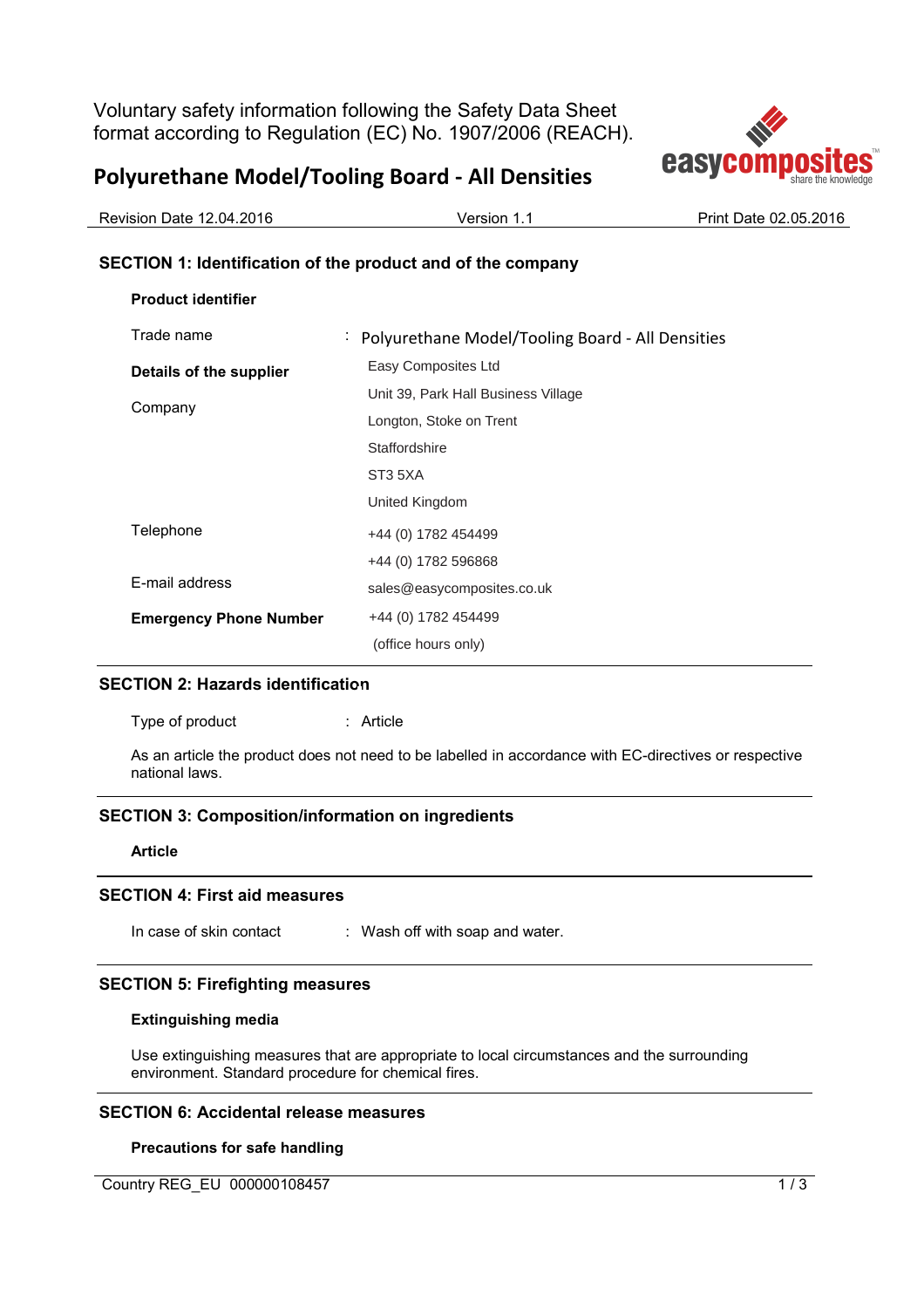Voluntary safety information following the Safety Data Sheet format according to Regulation (EC) No. 1907/2006 (REACH).

# Polyurethane Model/Tooling Board - All Densities

Revision Date 12.04.2016 | Version 1.1 | Print Date 02.05.2016

## SECTION 1: Identification of the product and of the company

**Product identifier**

Trade name : Polyurethane Model/Tooling Board - All Densities

**Details of the supplier**

Company
Easy Composites Ltd
Unit 39, Park Hall Business Village
Longton, Stoke on Trent
Staffordshire
ST3 5XA
United Kingdom

Telephone
+44 (0) 1782 454499
+44 (0) 1782 596868

E-mail address
sales@easycomposites.co.uk

**Emergency Phone Number**
+44 (0) 1782 454499
(office hours only)

## SECTION 2: Hazards identification

Type of product : Article

As an article the product does not need to be labelled in accordance with EC-directives or respective national laws.

## SECTION 3: Composition/information on ingredients

**Article**

## SECTION 4: First aid measures

In case of skin contact : Wash off with soap and water.

## SECTION 5: Firefighting measures

**Extinguishing media**

Use extinguishing measures that are appropriate to local circumstances and the surrounding environment. Standard procedure for chemical fires.

## SECTION 6: Accidental release measures

**Precautions for safe handling**

Country REG_EU 000000108457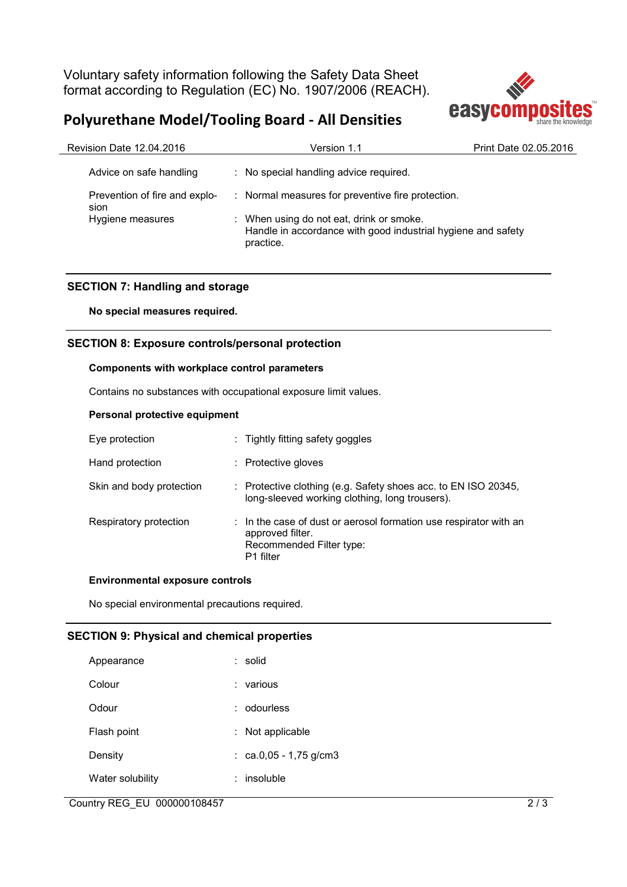| | | |
|---|---|---|
| Advice on safe handling | : | No special handling advice required. |
| Prevention of fire and explosion | : | Normal measures for preventive fire protection. |
| Hygiene measures | : | When using do not eat, drink or smoke. Handle in accordance with good industrial hygiene and safety practice. |

## SECTION 7: Handling and storage

**No special measures required.**

## SECTION 8: Exposure controls/personal protection

**Components with workplace control parameters**

Contains no substances with occupational exposure limit values.

**Personal protective equipment**

| | | |
|---|---|---|
| Eye protection | : | Tightly fitting safety goggles |
| Hand protection | : | Protective gloves |
| Skin and body protection | : | Protective clothing (e.g. Safety shoes acc. to EN ISO 20345, long-sleeved working clothing, long trousers). |
| Respiratory protection | : | In the case of dust or aerosol formation use respirator with an approved filter. Recommended Filter type: P1 filter |

**Environmental exposure controls**

No special environmental precautions required.

## SECTION 9: Physical and chemical properties

| | | |
|---|---|---|
| Appearance | : | solid |
| Colour | : | various |
| Odour | : | odourless |
| Flash point | : | Not applicable |
| Density | : | ca.0,05 - 1,75 g/cm3 |
| Water solubility | : | insoluble |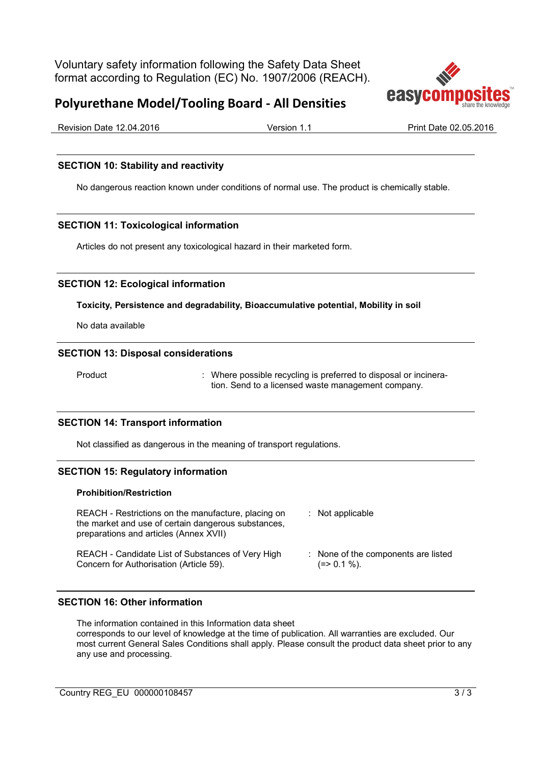## SECTION 10: Stability and reactivity

No dangerous reaction known under conditions of normal use. The product is chemically stable.

## SECTION 11: Toxicological information

Articles do not present any toxicological hazard in their marketed form.

## SECTION 12: Ecological information

**Toxicity, Persistence and degradability, Bioaccumulative potential, Mobility in soil**

No data available

## SECTION 13: Disposal considerations

| | |
|---|---|
| Product | : Where possible recycling is preferred to disposal or incineration. Send to a licensed waste management company. |

## SECTION 14: Transport information

Not classified as dangerous in the meaning of transport regulations.

## SECTION 15: Regulatory information

**Prohibition/Restriction**

| | |
|---|---|
| REACH - Restrictions on the manufacture, placing on the market and use of certain dangerous substances, preparations and articles (Annex XVII) | : Not applicable |
| REACH - Candidate List of Substances of Very High Concern for Authorisation (Article 59). | : None of the components are listed (=> 0.1 %). |

## SECTION 16: Other information

The information contained in this Information data sheet corresponds to our level of knowledge at the time of publication. All warranties are excluded. Our most current General Sales Conditions shall apply. Please consult the product data sheet prior to any any use and processing.

Country REG_EU 000000108457